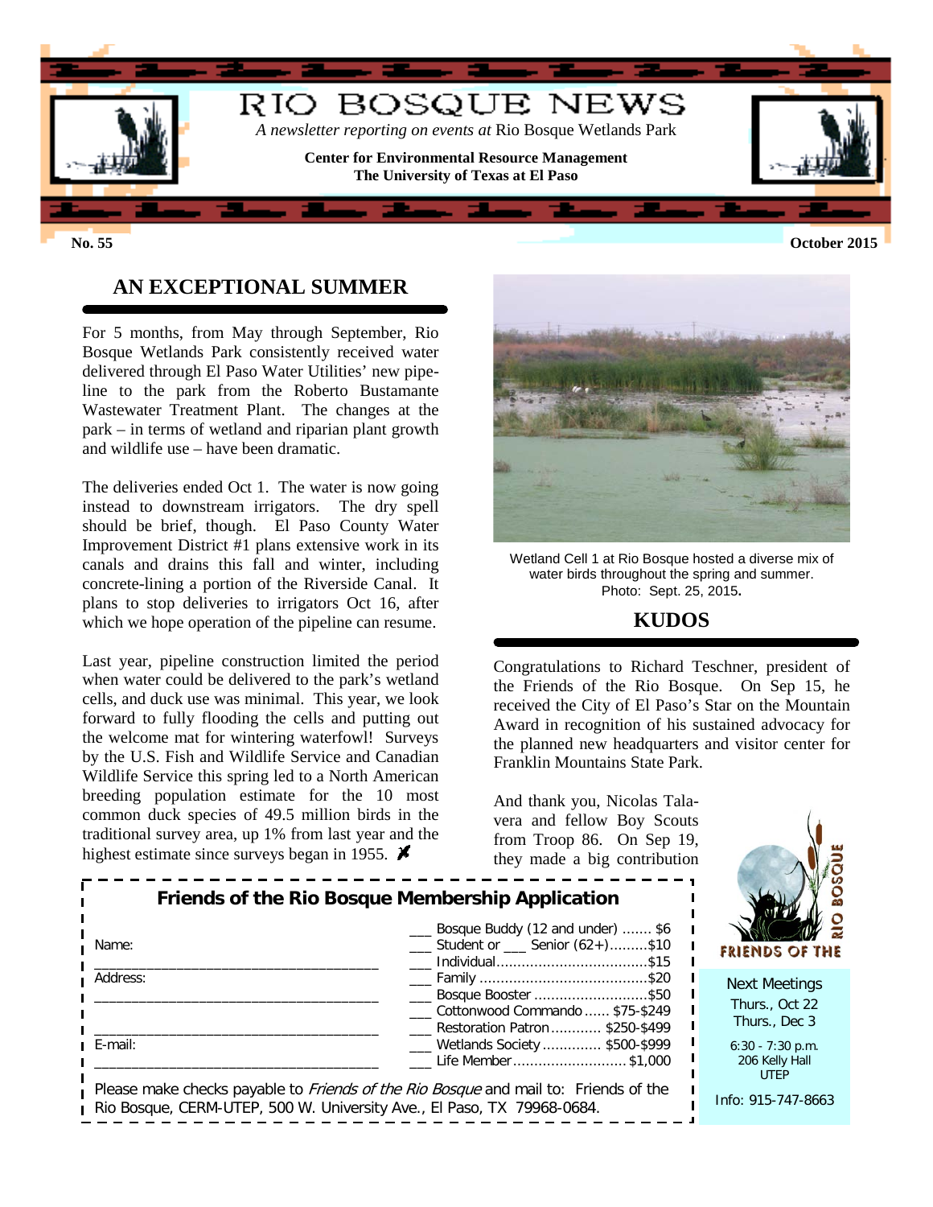# RIO BOSQUE NEWS

*A newsletter reporting on events at* Rio Bosque Wetlands Park

**Center for Environmental Resource Management**
**The University of Texas at El Paso**

**No. 55** **October 2015**

## AN EXCEPTIONAL SUMMER

For 5 months, from May through September, Rio Bosque Wetlands Park consistently received water delivered through El Paso Water Utilities' new pipeline to the park from the Roberto Bustamante Wastewater Treatment Plant. The changes at the park – in terms of wetland and riparian plant growth and wildlife use – have been dramatic.

The deliveries ended Oct 1. The water is now going instead to downstream irrigators. The dry spell should be brief, though. El Paso County Water Improvement District #1 plans extensive work in its canals and drains this fall and winter, including concrete-lining a portion of the Riverside Canal. It plans to stop deliveries to irrigators Oct 16, after which we hope operation of the pipeline can resume.

Last year, pipeline construction limited the period when water could be delivered to the park's wetland cells, and duck use was minimal. This year, we look forward to fully flooding the cells and putting out the welcome mat for wintering waterfowl! Surveys by the U.S. Fish and Wildlife Service and Canadian Wildlife Service this spring led to a North American breeding population estimate for the 10 most common duck species of 49.5 million birds in the traditional survey area, up 1% from last year and the highest estimate since surveys began in 1955.

Wetland Cell 1 at Rio Bosque hosted a diverse mix of water birds throughout the spring and summer. Photo: Sept. 25, 2015.

## KUDOS

Congratulations to Richard Teschner, president of the Friends of the Rio Bosque. On Sep 15, he received the City of El Paso's Star on the Mountain Award in recognition of his sustained advocacy for the planned new headquarters and visitor center for Franklin Mountains State Park.

And thank you, Nicolas Talavera and fellow Boy Scouts from Troop 86. On Sep 19, they made a big contribution

### Friends of the Rio Bosque Membership Application

Name: ___________________________________

Address: ___________________________________

___________________________________

E-mail: ___________________________________

- ___ Bosque Buddy (12 and under) ....... $6
- ___ Student or ___ Senior (62+).........$10
- ___ Individual....................................$15
- ___ Family ........................................$20
- ___ Bosque Booster ............................$50
- ___ Cottonwood Commando ...... $75-$249
- ___ Restoration Patron ............ $250-$499
- ___ Wetlands Society .............. $500-$999
- ___ Life Member........................... $1,000

Please make checks payable to *Friends of the Rio Bosque* and mail to: Friends of the Rio Bosque, CERM-UTEP, 500 W. University Ave., El Paso, TX 79968-0684.

FRIENDS OF THE RIO BOSQUE

Next Meetings
Thurs., Oct 22
Thurs., Dec 3

6:30 - 7:30 p.m.
206 Kelly Hall
UTEP

Info: 915-747-8663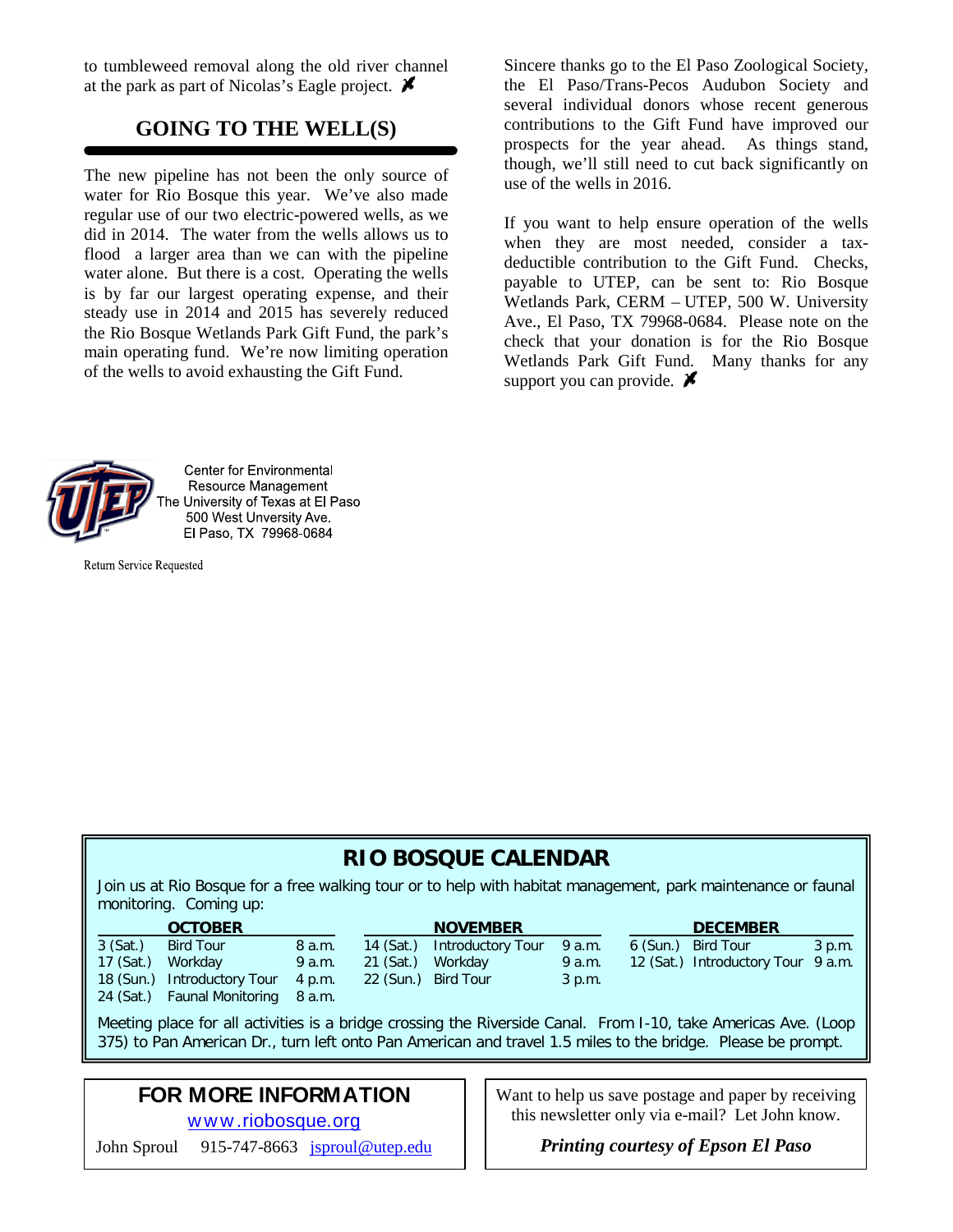to tumbleweed removal along the old river channel at the park as part of Nicolas's Eagle project. ✗

## GOING TO THE WELL(S)

The new pipeline has not been the only source of water for Rio Bosque this year. We've also made regular use of our two electric-powered wells, as we did in 2014. The water from the wells allows us to flood a larger area than we can with the pipeline water alone. But there is a cost. Operating the wells is by far our largest operating expense, and their steady use in 2014 and 2015 has severely reduced the Rio Bosque Wetlands Park Gift Fund, the park's main operating fund. We're now limiting operation of the wells to avoid exhausting the Gift Fund.

Sincere thanks go to the El Paso Zoological Society, the El Paso/Trans-Pecos Audubon Society and several individual donors whose recent generous contributions to the Gift Fund have improved our prospects for the year ahead. As things stand, though, we'll still need to cut back significantly on use of the wells in 2016.

If you want to help ensure operation of the wells when they are most needed, consider a tax-deductible contribution to the Gift Fund. Checks, payable to UTEP, can be sent to: Rio Bosque Wetlands Park, CERM – UTEP, 500 W. University Ave., El Paso, TX 79968-0684. Please note on the check that your donation is for the Rio Bosque Wetlands Park Gift Fund. Many thanks for any support you can provide. ✗

Center for Environmental Resource Management
The University of Texas at El Paso
500 West Unversity Ave.
El Paso, TX 79968-0684

Return Service Requested

## RIO BOSQUE CALENDAR

Join us at Rio Bosque for a free walking tour or to help with habitat management, park maintenance or faunal monitoring. Coming up:

| OCTOBER | | | NOVEMBER | | | DECEMBER | | |
|---|---|---|---|---|---|---|---|---|
| 3 (Sat.) | Bird Tour | 8 a.m. | 14 (Sat.) | Introductory Tour | 9 a.m. | 6 (Sun.) | Bird Tour | 3 p.m. |
| 17 (Sat.) | Workday | 9 a.m. | 21 (Sat.) | Workday | 9 a.m. | 12 (Sat.) | Introductory Tour | 9 a.m. |
| 18 (Sun.) | Introductory Tour | 4 p.m. | 22 (Sun.) | Bird Tour | 3 p.m. | | | |
| 24 (Sat.) | Faunal Monitoring | 8 a.m. | | | | | | |

Meeting place for all activities is a bridge crossing the Riverside Canal. From I-10, take Americas Ave. (Loop 375) to Pan American Dr., turn left onto Pan American and travel 1.5 miles to the bridge. Please be prompt.

## FOR MORE INFORMATION

www.riobosque.org

John Sproul 915-747-8663 jsproul@utep.edu

Want to help us save postage and paper by receiving this newsletter only via e-mail? Let John know.

***Printing courtesy of Epson El Paso***